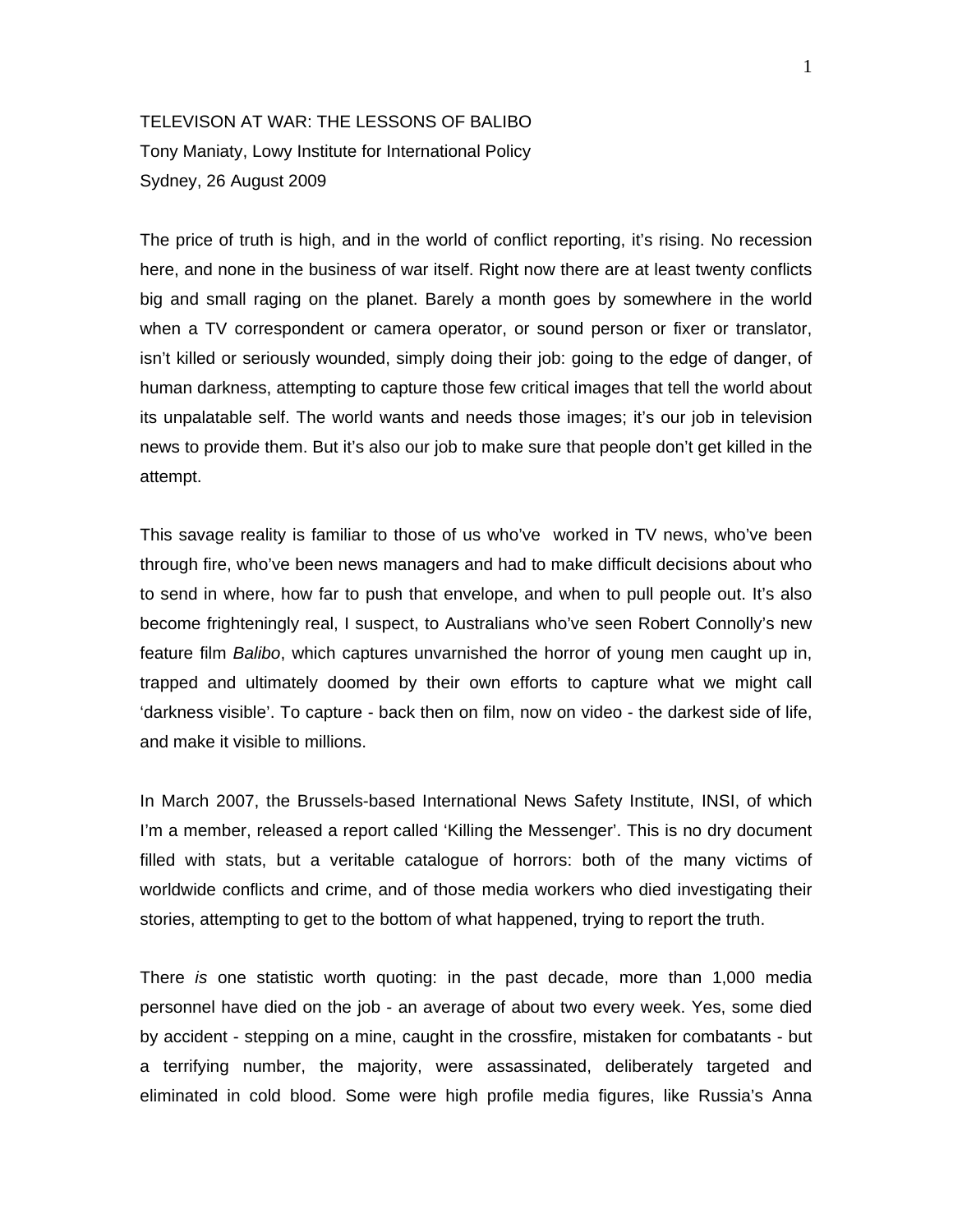# TELEVISON AT WAR: THE LESSONS OF BALIBO

Tony Maniaty, Lowy Institute for International Policy

Sydney, 26 August 2009

The price of truth is high, and in the world of conflict reporting, it's rising. No recession here, and none in the business of war itself. Right now there are at least twenty conflicts big and small raging on the planet. Barely a month goes by somewhere in the world when a TV correspondent or camera operator, or sound person or fixer or translator, isn't killed or seriously wounded, simply doing their job: going to the edge of danger, of human darkness, attempting to capture those few critical images that tell the world about its unpalatable self. The world wants and needs those images; it's our job in television news to provide them. But it's also our job to make sure that people don't get killed in the attempt.

This savage reality is familiar to those of us who've worked in TV news, who've been through fire, who've been news managers and had to make difficult decisions about who to send in where, how far to push that envelope, and when to pull people out. It's also become frighteningly real, I suspect, to Australians who've seen Robert Connolly's new feature film *Balibo*, which captures unvarnished the horror of young men caught up in, trapped and ultimately doomed by their own efforts to capture what we might call 'darkness visible'. To capture - back then on film, now on video - the darkest side of life, and make it visible to millions.

In March 2007, the Brussels-based International News Safety Institute, INSI, of which I'm a member, released a report called 'Killing the Messenger'. This is no dry document filled with stats, but a veritable catalogue of horrors: both of the many victims of worldwide conflicts and crime, and of those media workers who died investigating their stories, attempting to get to the bottom of what happened, trying to report the truth.

There *is* one statistic worth quoting: in the past decade, more than 1,000 media personnel have died on the job - an average of about two every week. Yes, some died by accident - stepping on a mine, caught in the crossfire, mistaken for combatants - but a terrifying number, the majority, were assassinated, deliberately targeted and eliminated in cold blood. Some were high profile media figures, like Russia's Anna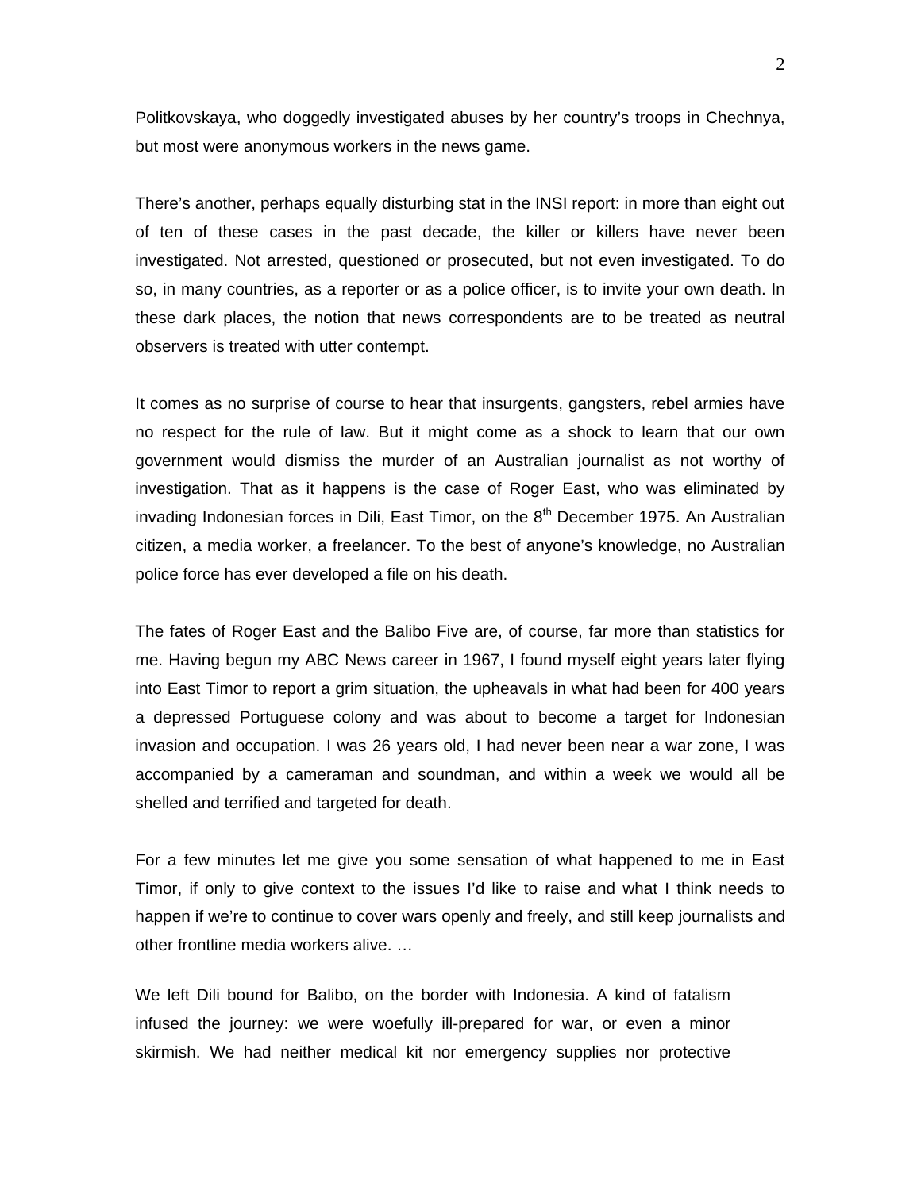Politkovskaya, who doggedly investigated abuses by her country's troops in Chechnya, but most were anonymous workers in the news game.

There's another, perhaps equally disturbing stat in the INSI report: in more than eight out of ten of these cases in the past decade, the killer or killers have never been investigated. Not arrested, questioned or prosecuted, but not even investigated. To do so, in many countries, as a reporter or as a police officer, is to invite your own death. In these dark places, the notion that news correspondents are to be treated as neutral observers is treated with utter contempt.

It comes as no surprise of course to hear that insurgents, gangsters, rebel armies have no respect for the rule of law. But it might come as a shock to learn that our own government would dismiss the murder of an Australian journalist as not worthy of investigation. That as it happens is the case of Roger East, who was eliminated by invading Indonesian forces in Dili, East Timor, on the 8th December 1975. An Australian citizen, a media worker, a freelancer. To the best of anyone's knowledge, no Australian police force has ever developed a file on his death.

The fates of Roger East and the Balibo Five are, of course, far more than statistics for me. Having begun my ABC News career in 1967, I found myself eight years later flying into East Timor to report a grim situation, the upheavals in what had been for 400 years a depressed Portuguese colony and was about to become a target for Indonesian invasion and occupation. I was 26 years old, I had never been near a war zone, I was accompanied by a cameraman and soundman, and within a week we would all be shelled and terrified and targeted for death.

For a few minutes let me give you some sensation of what happened to me in East Timor, if only to give context to the issues I'd like to raise and what I think needs to happen if we're to continue to cover wars openly and freely, and still keep journalists and other frontline media workers alive. …

We left Dili bound for Balibo, on the border with Indonesia. A kind of fatalism infused the journey: we were woefully ill-prepared for war, or even a minor skirmish. We had neither medical kit nor emergency supplies nor protective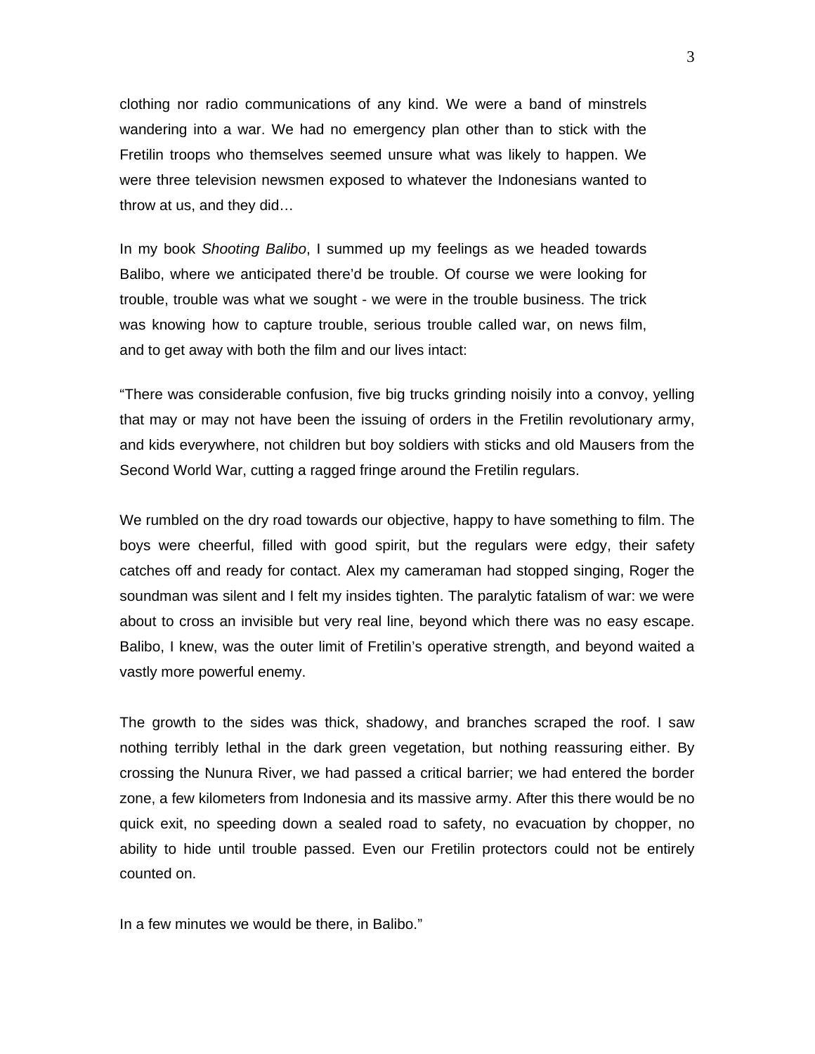clothing nor radio communications of any kind. We were a band of minstrels wandering into a war. We had no emergency plan other than to stick with the Fretilin troops who themselves seemed unsure what was likely to happen. We were three television newsmen exposed to whatever the Indonesians wanted to throw at us, and they did…

In my book *Shooting Balibo*, I summed up my feelings as we headed towards Balibo, where we anticipated there'd be trouble. Of course we were looking for trouble, trouble was what we sought - we were in the trouble business. The trick was knowing how to capture trouble, serious trouble called war, on news film, and to get away with both the film and our lives intact:

"There was considerable confusion, five big trucks grinding noisily into a convoy, yelling that may or may not have been the issuing of orders in the Fretilin revolutionary army, and kids everywhere, not children but boy soldiers with sticks and old Mausers from the Second World War, cutting a ragged fringe around the Fretilin regulars.

We rumbled on the dry road towards our objective, happy to have something to film. The boys were cheerful, filled with good spirit, but the regulars were edgy, their safety catches off and ready for contact. Alex my cameraman had stopped singing, Roger the soundman was silent and I felt my insides tighten. The paralytic fatalism of war: we were about to cross an invisible but very real line, beyond which there was no easy escape. Balibo, I knew, was the outer limit of Fretilin's operative strength, and beyond waited a vastly more powerful enemy.

The growth to the sides was thick, shadowy, and branches scraped the roof. I saw nothing terribly lethal in the dark green vegetation, but nothing reassuring either. By crossing the Nunura River, we had passed a critical barrier; we had entered the border zone, a few kilometers from Indonesia and its massive army. After this there would be no quick exit, no speeding down a sealed road to safety, no evacuation by chopper, no ability to hide until trouble passed. Even our Fretilin protectors could not be entirely counted on.

In a few minutes we would be there, in Balibo."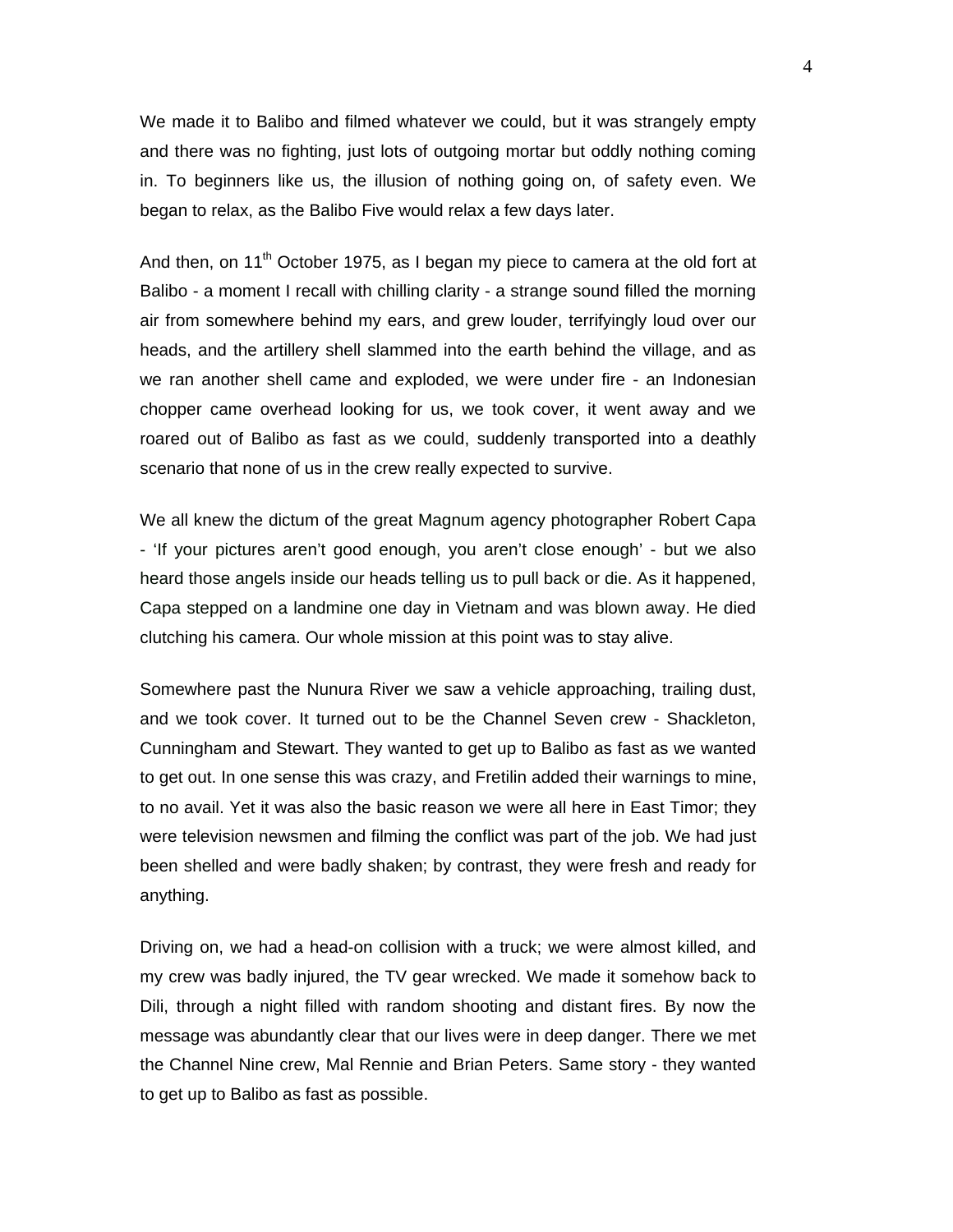We made it to Balibo and filmed whatever we could, but it was strangely empty and there was no fighting, just lots of outgoing mortar but oddly nothing coming in. To beginners like us, the illusion of nothing going on, of safety even. We began to relax, as the Balibo Five would relax a few days later.

And then, on 11th October 1975, as I began my piece to camera at the old fort at Balibo - a moment I recall with chilling clarity - a strange sound filled the morning air from somewhere behind my ears, and grew louder, terrifyingly loud over our heads, and the artillery shell slammed into the earth behind the village, and as we ran another shell came and exploded, we were under fire - an Indonesian chopper came overhead looking for us, we took cover, it went away and we roared out of Balibo as fast as we could, suddenly transported into a deathly scenario that none of us in the crew really expected to survive.

We all knew the dictum of the great Magnum agency photographer Robert Capa - 'If your pictures aren't good enough, you aren't close enough' - but we also heard those angels inside our heads telling us to pull back or die. As it happened, Capa stepped on a landmine one day in Vietnam and was blown away. He died clutching his camera. Our whole mission at this point was to stay alive.

Somewhere past the Nunura River we saw a vehicle approaching, trailing dust, and we took cover. It turned out to be the Channel Seven crew - Shackleton, Cunningham and Stewart. They wanted to get up to Balibo as fast as we wanted to get out. In one sense this was crazy, and Fretilin added their warnings to mine, to no avail. Yet it was also the basic reason we were all here in East Timor; they were television newsmen and filming the conflict was part of the job. We had just been shelled and were badly shaken; by contrast, they were fresh and ready for anything.

Driving on, we had a head-on collision with a truck; we were almost killed, and my crew was badly injured, the TV gear wrecked. We made it somehow back to Dili, through a night filled with random shooting and distant fires. By now the message was abundantly clear that our lives were in deep danger. There we met the Channel Nine crew, Mal Rennie and Brian Peters. Same story - they wanted to get up to Balibo as fast as possible.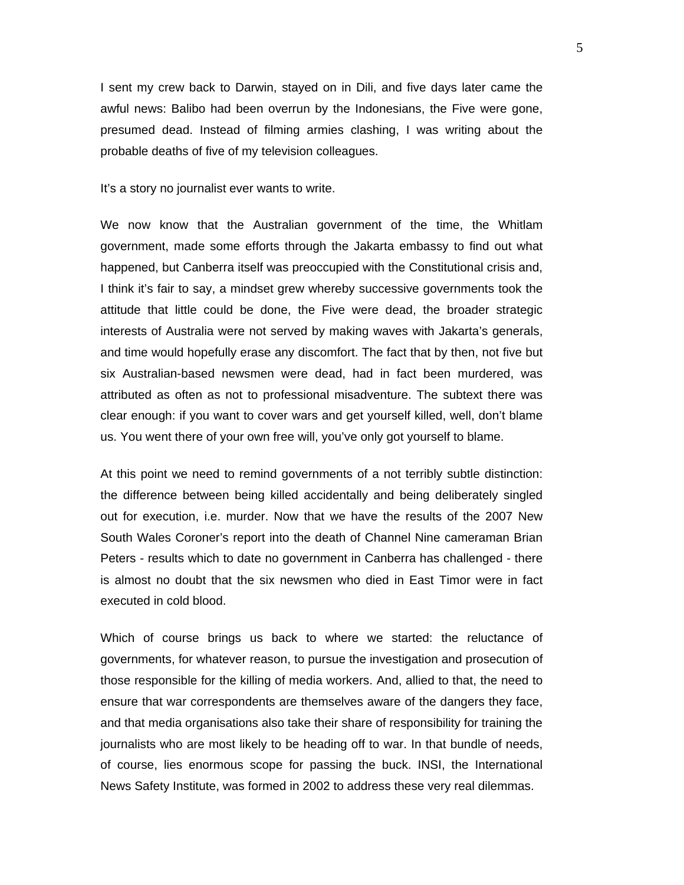I sent my crew back to Darwin, stayed on in Dili, and five days later came the awful news: Balibo had been overrun by the Indonesians, the Five were gone, presumed dead. Instead of filming armies clashing, I was writing about the probable deaths of five of my television colleagues.

It's a story no journalist ever wants to write.

We now know that the Australian government of the time, the Whitlam government, made some efforts through the Jakarta embassy to find out what happened, but Canberra itself was preoccupied with the Constitutional crisis and, I think it's fair to say, a mindset grew whereby successive governments took the attitude that little could be done, the Five were dead, the broader strategic interests of Australia were not served by making waves with Jakarta's generals, and time would hopefully erase any discomfort. The fact that by then, not five but six Australian-based newsmen were dead, had in fact been murdered, was attributed as often as not to professional misadventure. The subtext there was clear enough: if you want to cover wars and get yourself killed, well, don't blame us. You went there of your own free will, you've only got yourself to blame.

At this point we need to remind governments of a not terribly subtle distinction: the difference between being killed accidentally and being deliberately singled out for execution, i.e. murder. Now that we have the results of the 2007 New South Wales Coroner's report into the death of Channel Nine cameraman Brian Peters - results which to date no government in Canberra has challenged - there is almost no doubt that the six newsmen who died in East Timor were in fact executed in cold blood.

Which of course brings us back to where we started: the reluctance of governments, for whatever reason, to pursue the investigation and prosecution of those responsible for the killing of media workers. And, allied to that, the need to ensure that war correspondents are themselves aware of the dangers they face, and that media organisations also take their share of responsibility for training the journalists who are most likely to be heading off to war. In that bundle of needs, of course, lies enormous scope for passing the buck. INSI, the International News Safety Institute, was formed in 2002 to address these very real dilemmas.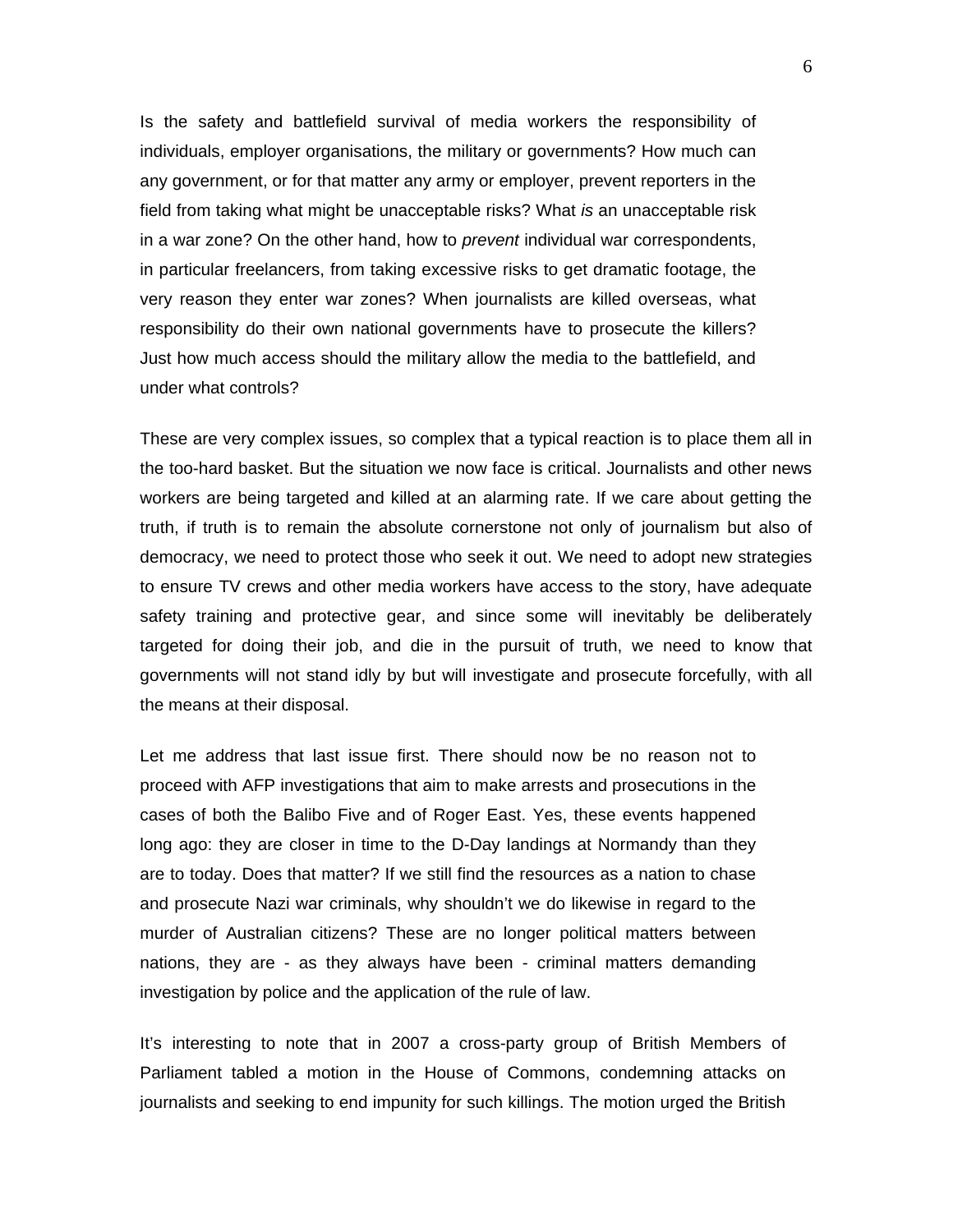Is the safety and battlefield survival of media workers the responsibility of individuals, employer organisations, the military or governments? How much can any government, or for that matter any army or employer, prevent reporters in the field from taking what might be unacceptable risks? What *is* an unacceptable risk in a war zone? On the other hand, how to *prevent* individual war correspondents, in particular freelancers, from taking excessive risks to get dramatic footage, the very reason they enter war zones? When journalists are killed overseas, what responsibility do their own national governments have to prosecute the killers? Just how much access should the military allow the media to the battlefield, and under what controls?

These are very complex issues, so complex that a typical reaction is to place them all in the too-hard basket. But the situation we now face is critical. Journalists and other news workers are being targeted and killed at an alarming rate. If we care about getting the truth, if truth is to remain the absolute cornerstone not only of journalism but also of democracy, we need to protect those who seek it out. We need to adopt new strategies to ensure TV crews and other media workers have access to the story, have adequate safety training and protective gear, and since some will inevitably be deliberately targeted for doing their job, and die in the pursuit of truth, we need to know that governments will not stand idly by but will investigate and prosecute forcefully, with all the means at their disposal.

Let me address that last issue first. There should now be no reason not to proceed with AFP investigations that aim to make arrests and prosecutions in the cases of both the Balibo Five and of Roger East. Yes, these events happened long ago: they are closer in time to the D-Day landings at Normandy than they are to today. Does that matter? If we still find the resources as a nation to chase and prosecute Nazi war criminals, why shouldn't we do likewise in regard to the murder of Australian citizens? These are no longer political matters between nations, they are - as they always have been - criminal matters demanding investigation by police and the application of the rule of law.

It's interesting to note that in 2007 a cross-party group of British Members of Parliament tabled a motion in the House of Commons, condemning attacks on journalists and seeking to end impunity for such killings. The motion urged the British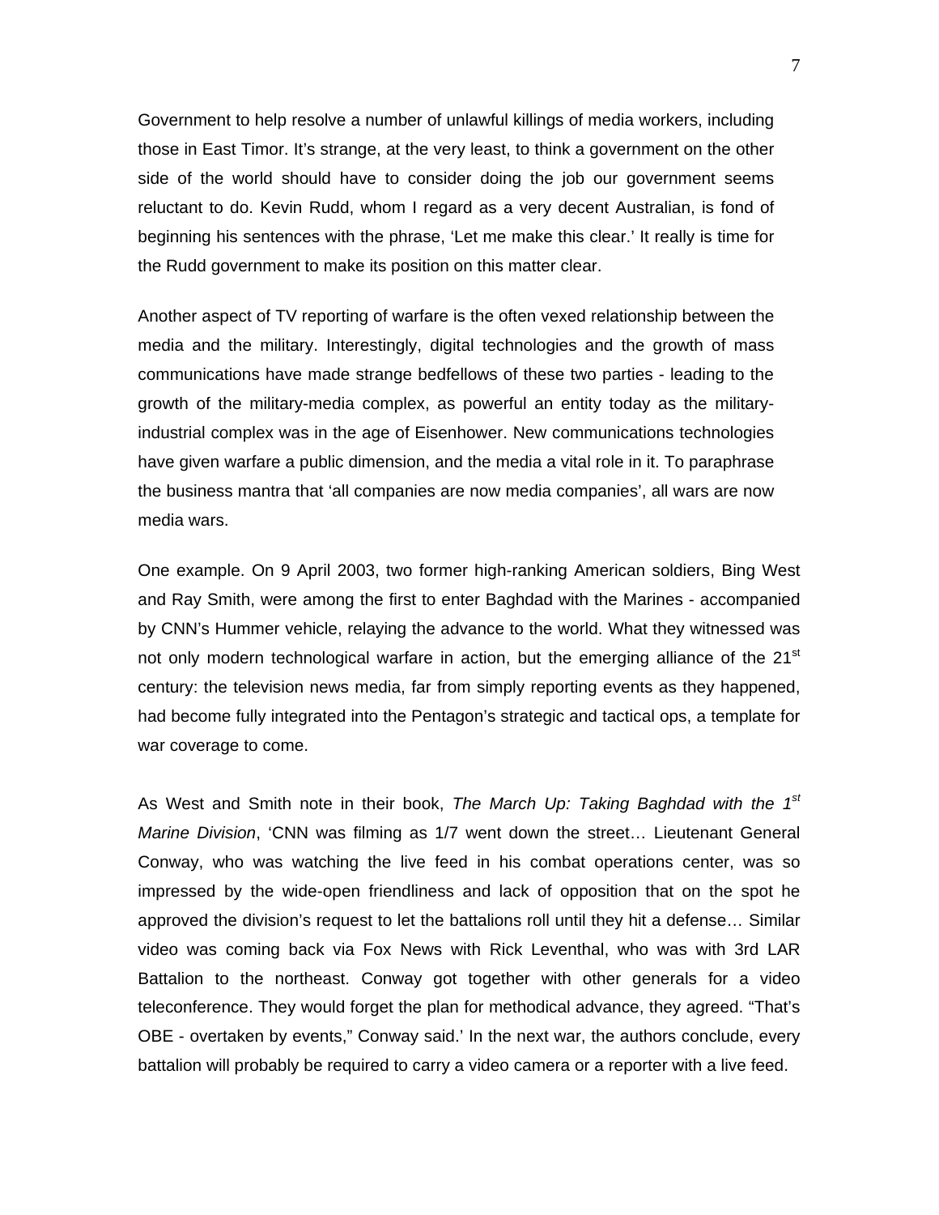Government to help resolve a number of unlawful killings of media workers, including those in East Timor. It's strange, at the very least, to think a government on the other side of the world should have to consider doing the job our government seems reluctant to do. Kevin Rudd, whom I regard as a very decent Australian, is fond of beginning his sentences with the phrase, 'Let me make this clear.' It really is time for the Rudd government to make its position on this matter clear.

Another aspect of TV reporting of warfare is the often vexed relationship between the media and the military. Interestingly, digital technologies and the growth of mass communications have made strange bedfellows of these two parties - leading to the growth of the military-media complex, as powerful an entity today as the military-industrial complex was in the age of Eisenhower. New communications technologies have given warfare a public dimension, and the media a vital role in it. To paraphrase the business mantra that 'all companies are now media companies', all wars are now media wars.

One example. On 9 April 2003, two former high-ranking American soldiers, Bing West and Ray Smith, were among the first to enter Baghdad with the Marines - accompanied by CNN's Hummer vehicle, relaying the advance to the world. What they witnessed was not only modern technological warfare in action, but the emerging alliance of the 21st century: the television news media, far from simply reporting events as they happened, had become fully integrated into the Pentagon's strategic and tactical ops, a template for war coverage to come.

As West and Smith note in their book, *The March Up: Taking Baghdad with the 1st Marine Division*, 'CNN was filming as 1/7 went down the street… Lieutenant General Conway, who was watching the live feed in his combat operations center, was so impressed by the wide-open friendliness and lack of opposition that on the spot he approved the division's request to let the battalions roll until they hit a defense… Similar video was coming back via Fox News with Rick Leventhal, who was with 3rd LAR Battalion to the northeast. Conway got together with other generals for a video teleconference. They would forget the plan for methodical advance, they agreed. "That's OBE - overtaken by events," Conway said.' In the next war, the authors conclude, every battalion will probably be required to carry a video camera or a reporter with a live feed.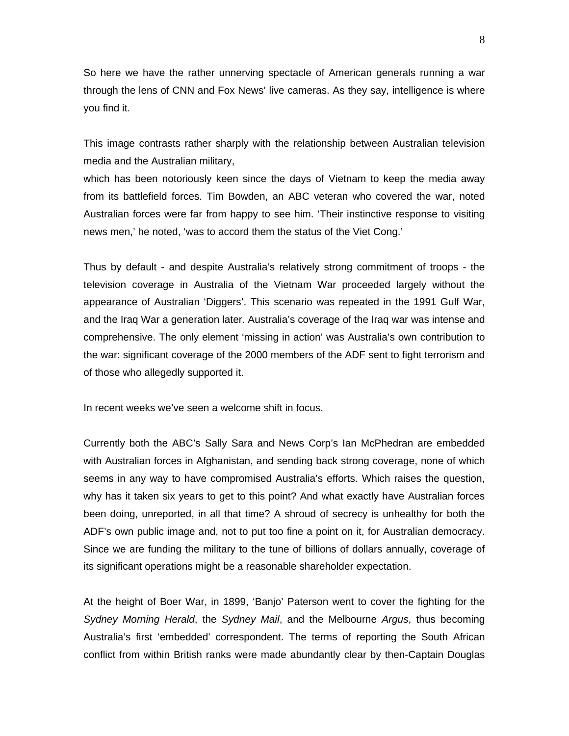So here we have the rather unnerving spectacle of American generals running a war through the lens of CNN and Fox News' live cameras. As they say, intelligence is where you find it.

This image contrasts rather sharply with the relationship between Australian television media and the Australian military,
which has been notoriously keen since the days of Vietnam to keep the media away from its battlefield forces. Tim Bowden, an ABC veteran who covered the war, noted Australian forces were far from happy to see him. 'Their instinctive response to visiting news men,' he noted, 'was to accord them the status of the Viet Cong.'

Thus by default - and despite Australia's relatively strong commitment of troops - the television coverage in Australia of the Vietnam War proceeded largely without the appearance of Australian 'Diggers'. This scenario was repeated in the 1991 Gulf War, and the Iraq War a generation later. Australia's coverage of the Iraq war was intense and comprehensive. The only element 'missing in action' was Australia's own contribution to the war: significant coverage of the 2000 members of the ADF sent to fight terrorism and of those who allegedly supported it.

In recent weeks we've seen a welcome shift in focus.

Currently both the ABC's Sally Sara and News Corp's Ian McPhedran are embedded with Australian forces in Afghanistan, and sending back strong coverage, none of which seems in any way to have compromised Australia's efforts. Which raises the question, why has it taken six years to get to this point? And what exactly have Australian forces been doing, unreported, in all that time? A shroud of secrecy is unhealthy for both the ADF's own public image and, not to put too fine a point on it, for Australian democracy. Since we are funding the military to the tune of billions of dollars annually, coverage of its significant operations might be a reasonable shareholder expectation.

At the height of Boer War, in 1899, 'Banjo' Paterson went to cover the fighting for the *Sydney Morning Herald*, the *Sydney Mail*, and the Melbourne *Argus*, thus becoming Australia's first 'embedded' correspondent. The terms of reporting the South African conflict from within British ranks were made abundantly clear by then-Captain Douglas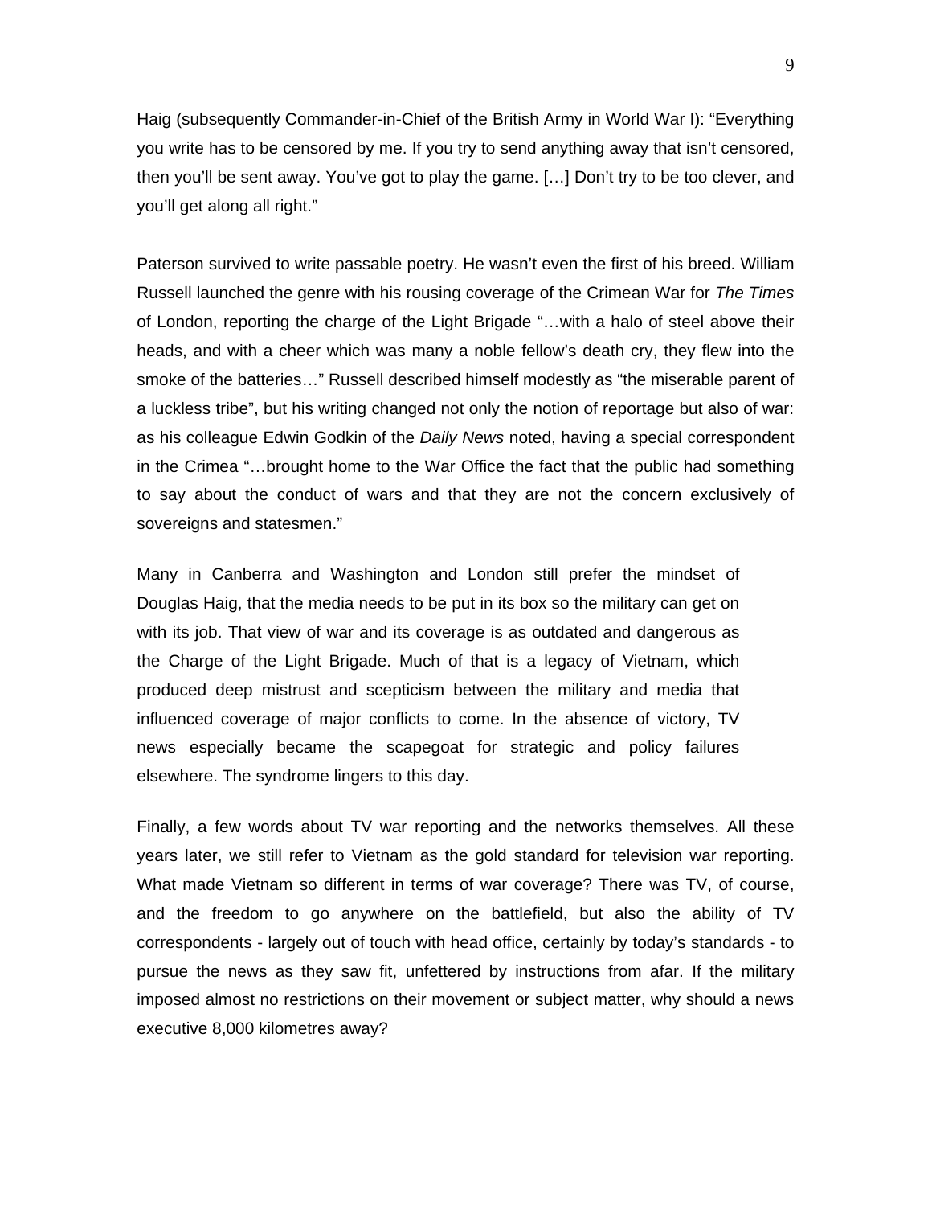Haig (subsequently Commander-in-Chief of the British Army in World War I): "Everything you write has to be censored by me. If you try to send anything away that isn't censored, then you'll be sent away. You've got to play the game. […] Don't try to be too clever, and you'll get along all right."

Paterson survived to write passable poetry. He wasn't even the first of his breed. William Russell launched the genre with his rousing coverage of the Crimean War for *The Times* of London, reporting the charge of the Light Brigade "…with a halo of steel above their heads, and with a cheer which was many a noble fellow's death cry, they flew into the smoke of the batteries…" Russell described himself modestly as "the miserable parent of a luckless tribe", but his writing changed not only the notion of reportage but also of war: as his colleague Edwin Godkin of the *Daily News* noted, having a special correspondent in the Crimea "…brought home to the War Office the fact that the public had something to say about the conduct of wars and that they are not the concern exclusively of sovereigns and statesmen."

Many in Canberra and Washington and London still prefer the mindset of Douglas Haig, that the media needs to be put in its box so the military can get on with its job. That view of war and its coverage is as outdated and dangerous as the Charge of the Light Brigade. Much of that is a legacy of Vietnam, which produced deep mistrust and scepticism between the military and media that influenced coverage of major conflicts to come. In the absence of victory, TV news especially became the scapegoat for strategic and policy failures elsewhere. The syndrome lingers to this day.

Finally, a few words about TV war reporting and the networks themselves. All these years later, we still refer to Vietnam as the gold standard for television war reporting. What made Vietnam so different in terms of war coverage? There was TV, of course, and the freedom to go anywhere on the battlefield, but also the ability of TV correspondents - largely out of touch with head office, certainly by today's standards - to pursue the news as they saw fit, unfettered by instructions from afar. If the military imposed almost no restrictions on their movement or subject matter, why should a news executive 8,000 kilometres away?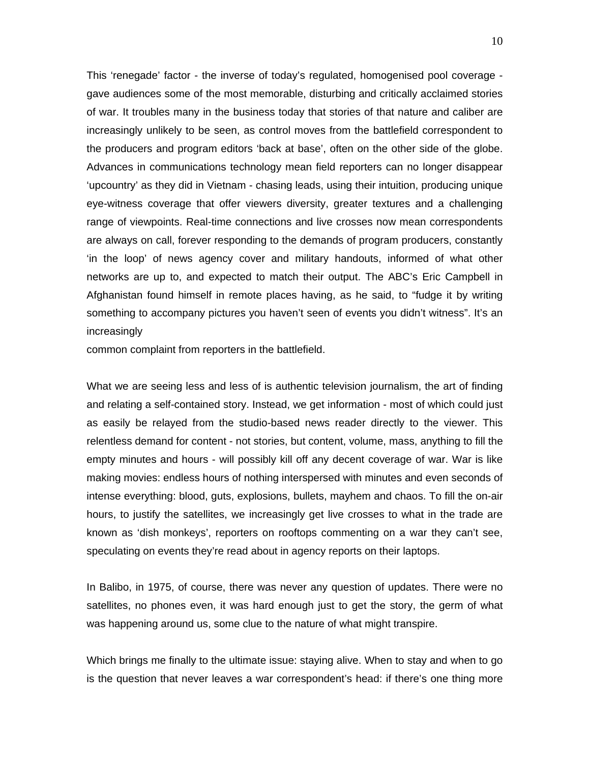This 'renegade' factor - the inverse of today's regulated, homogenised pool coverage - gave audiences some of the most memorable, disturbing and critically acclaimed stories of war. It troubles many in the business today that stories of that nature and caliber are increasingly unlikely to be seen, as control moves from the battlefield correspondent to the producers and program editors 'back at base', often on the other side of the globe. Advances in communications technology mean field reporters can no longer disappear 'upcountry' as they did in Vietnam - chasing leads, using their intuition, producing unique eye-witness coverage that offer viewers diversity, greater textures and a challenging range of viewpoints. Real-time connections and live crosses now mean correspondents are always on call, forever responding to the demands of program producers, constantly 'in the loop' of news agency cover and military handouts, informed of what other networks are up to, and expected to match their output. The ABC's Eric Campbell in Afghanistan found himself in remote places having, as he said, to "fudge it by writing something to accompany pictures you haven't seen of events you didn't witness". It's an increasingly common complaint from reporters in the battlefield.

What we are seeing less and less of is authentic television journalism, the art of finding and relating a self-contained story. Instead, we get information - most of which could just as easily be relayed from the studio-based news reader directly to the viewer. This relentless demand for content - not stories, but content, volume, mass, anything to fill the empty minutes and hours - will possibly kill off any decent coverage of war. War is like making movies: endless hours of nothing interspersed with minutes and even seconds of intense everything: blood, guts, explosions, bullets, mayhem and chaos. To fill the on-air hours, to justify the satellites, we increasingly get live crosses to what in the trade are known as 'dish monkeys', reporters on rooftops commenting on a war they can't see, speculating on events they're read about in agency reports on their laptops.

In Balibo, in 1975, of course, there was never any question of updates. There were no satellites, no phones even, it was hard enough just to get the story, the germ of what was happening around us, some clue to the nature of what might transpire.

Which brings me finally to the ultimate issue: staying alive. When to stay and when to go is the question that never leaves a war correspondent's head: if there's one thing more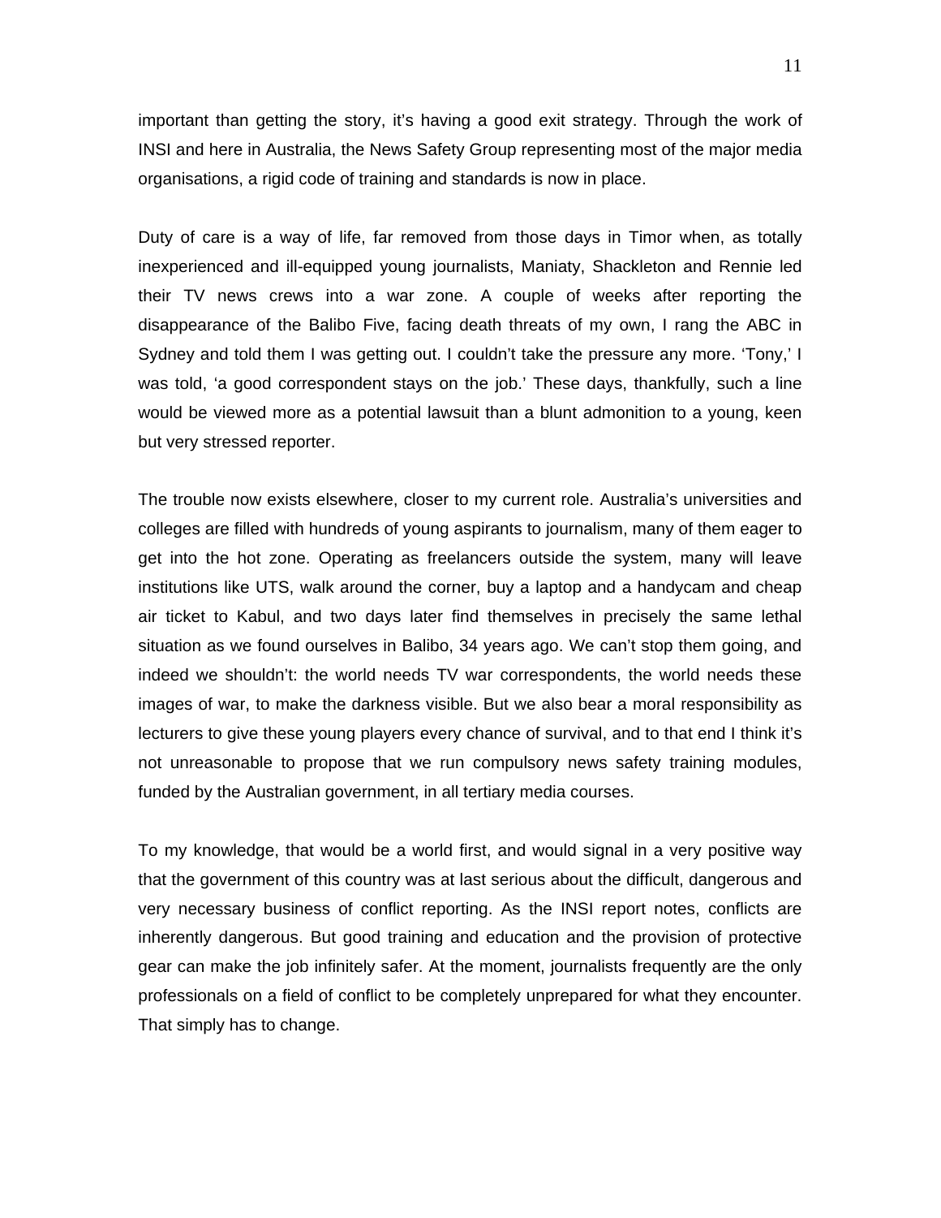important than getting the story, it's having a good exit strategy. Through the work of INSI and here in Australia, the News Safety Group representing most of the major media organisations, a rigid code of training and standards is now in place.

Duty of care is a way of life, far removed from those days in Timor when, as totally inexperienced and ill-equipped young journalists, Maniaty, Shackleton and Rennie led their TV news crews into a war zone. A couple of weeks after reporting the disappearance of the Balibo Five, facing death threats of my own, I rang the ABC in Sydney and told them I was getting out. I couldn't take the pressure any more. 'Tony,' I was told, 'a good correspondent stays on the job.' These days, thankfully, such a line would be viewed more as a potential lawsuit than a blunt admonition to a young, keen but very stressed reporter.

The trouble now exists elsewhere, closer to my current role. Australia's universities and colleges are filled with hundreds of young aspirants to journalism, many of them eager to get into the hot zone. Operating as freelancers outside the system, many will leave institutions like UTS, walk around the corner, buy a laptop and a handycam and cheap air ticket to Kabul, and two days later find themselves in precisely the same lethal situation as we found ourselves in Balibo, 34 years ago. We can't stop them going, and indeed we shouldn't: the world needs TV war correspondents, the world needs these images of war, to make the darkness visible. But we also bear a moral responsibility as lecturers to give these young players every chance of survival, and to that end I think it's not unreasonable to propose that we run compulsory news safety training modules, funded by the Australian government, in all tertiary media courses.

To my knowledge, that would be a world first, and would signal in a very positive way that the government of this country was at last serious about the difficult, dangerous and very necessary business of conflict reporting. As the INSI report notes, conflicts are inherently dangerous. But good training and education and the provision of protective gear can make the job infinitely safer. At the moment, journalists frequently are the only professionals on a field of conflict to be completely unprepared for what they encounter. That simply has to change.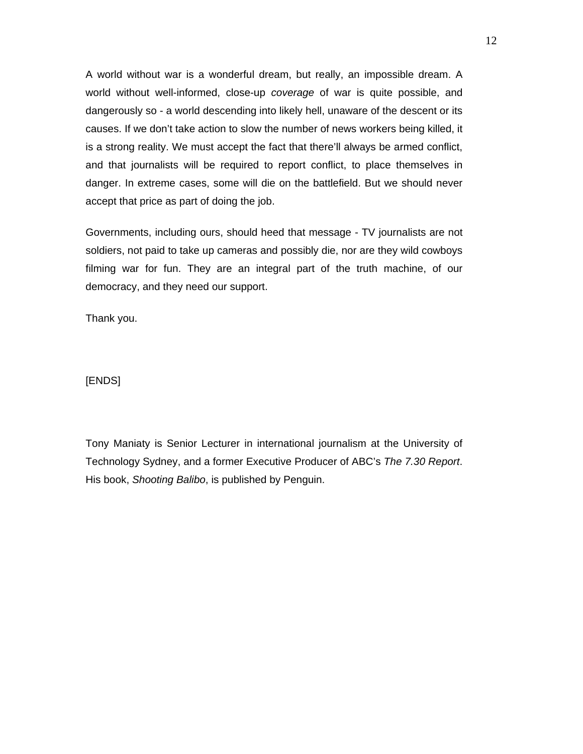A world without war is a wonderful dream, but really, an impossible dream. A world without well-informed, close-up *coverage* of war is quite possible, and dangerously so - a world descending into likely hell, unaware of the descent or its causes. If we don't take action to slow the number of news workers being killed, it is a strong reality. We must accept the fact that there'll always be armed conflict, and that journalists will be required to report conflict, to place themselves in danger. In extreme cases, some will die on the battlefield. But we should never accept that price as part of doing the job.

Governments, including ours, should heed that message - TV journalists are not soldiers, not paid to take up cameras and possibly die, nor are they wild cowboys filming war for fun. They are an integral part of the truth machine, of our democracy, and they need our support.

Thank you.

[ENDS]

Tony Maniaty is Senior Lecturer in international journalism at the University of Technology Sydney, and a former Executive Producer of ABC's *The 7.30 Report*. His book, *Shooting Balibo*, is published by Penguin.